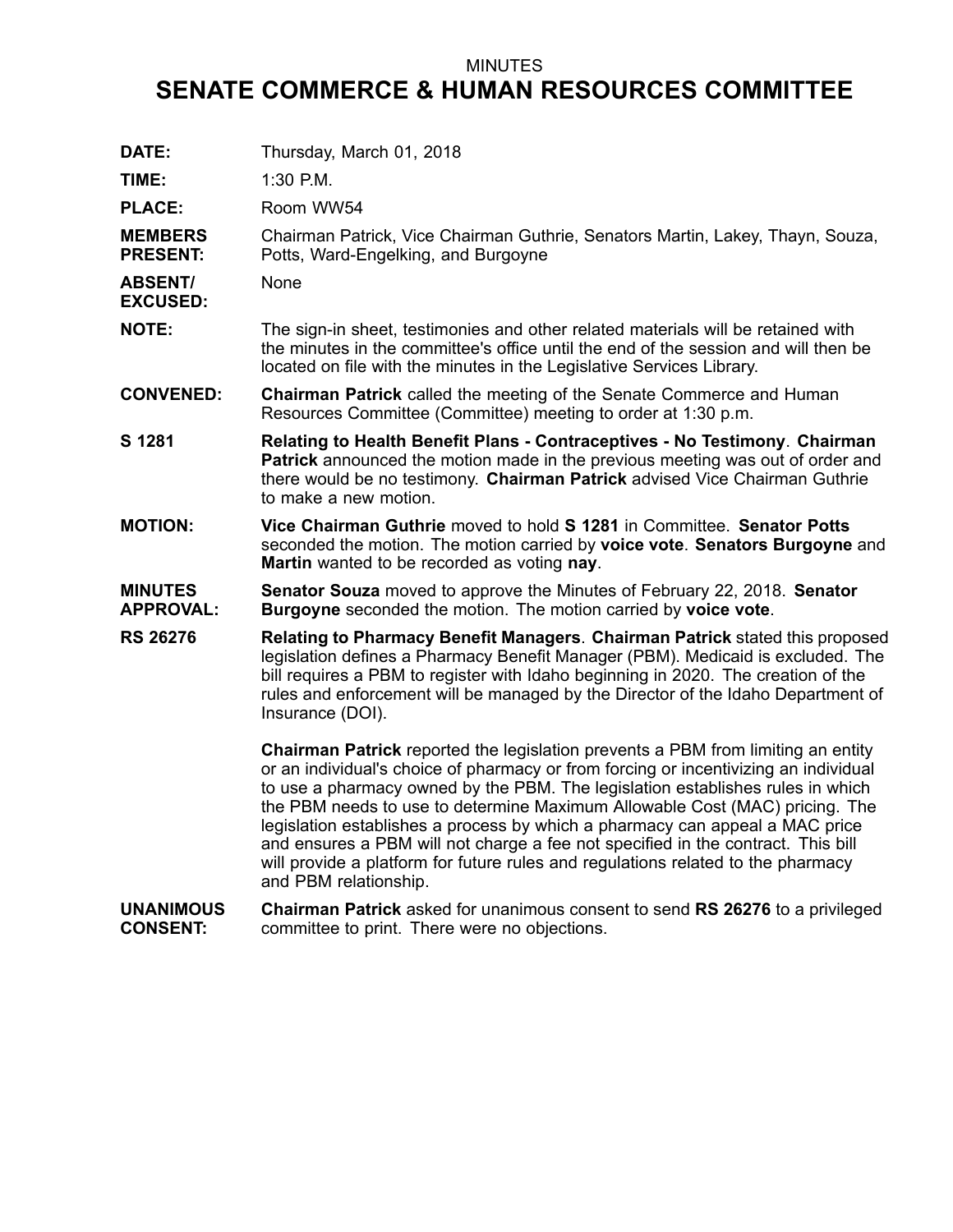MINUTES

# SENATE COMMERCE & HUMAN RESOURCES COMMITTEE

**DATE:** Thursday, March 01, 2018

**TIME:** 1:30 P.M.

**PLACE:** Room WW54

**MEMBERS PRESENT:** Chairman Patrick, Vice Chairman Guthrie, Senators Martin, Lakey, Thayn, Souza, Potts, Ward-Engelking, and Burgoyne

**ABSENT/ EXCUSED:** None

**NOTE:** The sign-in sheet, testimonies and other related materials will be retained with the minutes in the committee's office until the end of the session and will then be located on file with the minutes in the Legislative Services Library.

**CONVENED:** **Chairman Patrick** called the meeting of the Senate Commerce and Human Resources Committee (Committee) meeting to order at 1:30 p.m.

**S 1281** **Relating to Health Benefit Plans - Contraceptives - No Testimony**. **Chairman Patrick** announced the motion made in the previous meeting was out of order and there would be no testimony. **Chairman Patrick** advised Vice Chairman Guthrie to make a new motion.

**MOTION:** **Vice Chairman Guthrie** moved to hold **S 1281** in Committee. **Senator Potts** seconded the motion. The motion carried by **voice vote**. **Senators Burgoyne** and **Martin** wanted to be recorded as voting **nay**.

**MINUTES APPROVAL:** **Senator Souza** moved to approve the Minutes of February 22, 2018. **Senator Burgoyne** seconded the motion. The motion carried by **voice vote**.

**RS 26276** **Relating to Pharmacy Benefit Managers**. **Chairman Patrick** stated this proposed legislation defines a Pharmacy Benefit Manager (PBM). Medicaid is excluded. The bill requires a PBM to register with Idaho beginning in 2020. The creation of the rules and enforcement will be managed by the Director of the Idaho Department of Insurance (DOI).

**Chairman Patrick** reported the legislation prevents a PBM from limiting an entity or an individual's choice of pharmacy or from forcing or incentivizing an individual to use a pharmacy owned by the PBM. The legislation establishes rules in which the PBM needs to use to determine Maximum Allowable Cost (MAC) pricing. The legislation establishes a process by which a pharmacy can appeal a MAC price and ensures a PBM will not charge a fee not specified in the contract. This bill will provide a platform for future rules and regulations related to the pharmacy and PBM relationship.

**UNANIMOUS CONSENT:** **Chairman Patrick** asked for unanimous consent to send **RS 26276** to a privileged committee to print. There were no objections.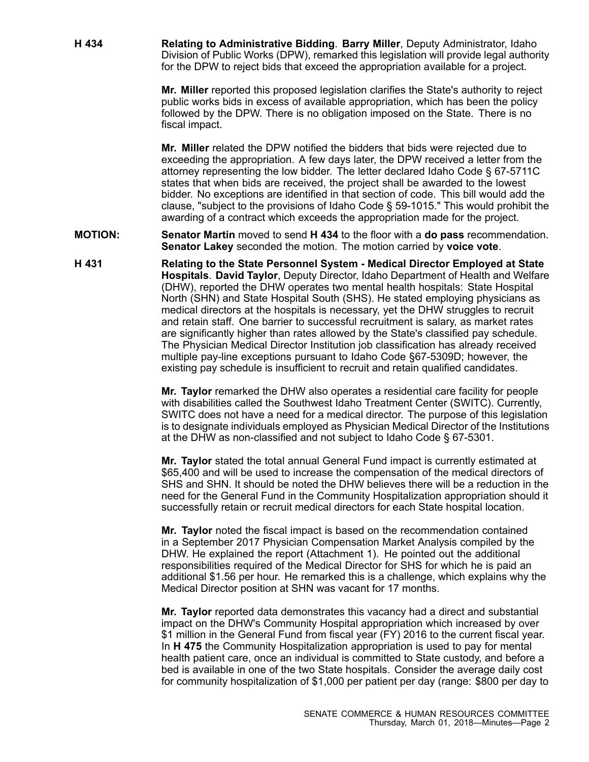**H 434** **Relating to Administrative Bidding**. **Barry Miller**, Deputy Administrator, Idaho Division of Public Works (DPW), remarked this legislation will provide legal authority for the DPW to reject bids that exceed the appropriation available for a project.

**Mr. Miller** reported this proposed legislation clarifies the State's authority to reject public works bids in excess of available appropriation, which has been the policy followed by the DPW. There is no obligation imposed on the State. There is no fiscal impact.

**Mr. Miller** related the DPW notified the bidders that bids were rejected due to exceeding the appropriation. A few days later, the DPW received a letter from the attorney representing the low bidder. The letter declared Idaho Code § 67-5711C states that when bids are received, the project shall be awarded to the lowest bidder. No exceptions are identified in that section of code. This bill would add the clause, "subject to the provisions of Idaho Code § 59-1015." This would prohibit the awarding of a contract which exceeds the appropriation made for the project.

**MOTION:** **Senator Martin** moved to send **H 434** to the floor with a **do pass** recommendation. **Senator Lakey** seconded the motion. The motion carried by **voice vote**.

**H 431** **Relating to the State Personnel System - Medical Director Employed at State Hospitals**. **David Taylor**, Deputy Director, Idaho Department of Health and Welfare (DHW), reported the DHW operates two mental health hospitals: State Hospital North (SHN) and State Hospital South (SHS). He stated employing physicians as medical directors at the hospitals is necessary, yet the DHW struggles to recruit and retain staff. One barrier to successful recruitment is salary, as market rates are significantly higher than rates allowed by the State's classified pay schedule. The Physician Medical Director Institution job classification has already received multiple pay-line exceptions pursuant to Idaho Code §67-5309D; however, the existing pay schedule is insufficient to recruit and retain qualified candidates.

**Mr. Taylor** remarked the DHW also operates a residential care facility for people with disabilities called the Southwest Idaho Treatment Center (SWITC). Currently, SWITC does not have a need for a medical director. The purpose of this legislation is to designate individuals employed as Physician Medical Director of the Institutions at the DHW as non-classified and not subject to Idaho Code § 67-5301.

**Mr. Taylor** stated the total annual General Fund impact is currently estimated at $65,400 and will be used to increase the compensation of the medical directors of SHS and SHN. It should be noted the DHW believes there will be a reduction in the need for the General Fund in the Community Hospitalization appropriation should it successfully retain or recruit medical directors for each State hospital location.

**Mr. Taylor** noted the fiscal impact is based on the recommendation contained in a September 2017 Physician Compensation Market Analysis compiled by the DHW. He explained the report (Attachment 1). He pointed out the additional responsibilities required of the Medical Director for SHS for which he is paid an additional $1.56 per hour. He remarked this is a challenge, which explains why the Medical Director position at SHN was vacant for 17 months.

**Mr. Taylor** reported data demonstrates this vacancy had a direct and substantial impact on the DHW's Community Hospital appropriation which increased by over $1 million in the General Fund from fiscal year (FY) 2016 to the current fiscal year. In **H 475** the Community Hospitalization appropriation is used to pay for mental health patient care, once an individual is committed to State custody, and before a bed is available in one of the two State hospitals. Consider the average daily cost for community hospitalization of $1,000 per patient per day (range: $800 per day to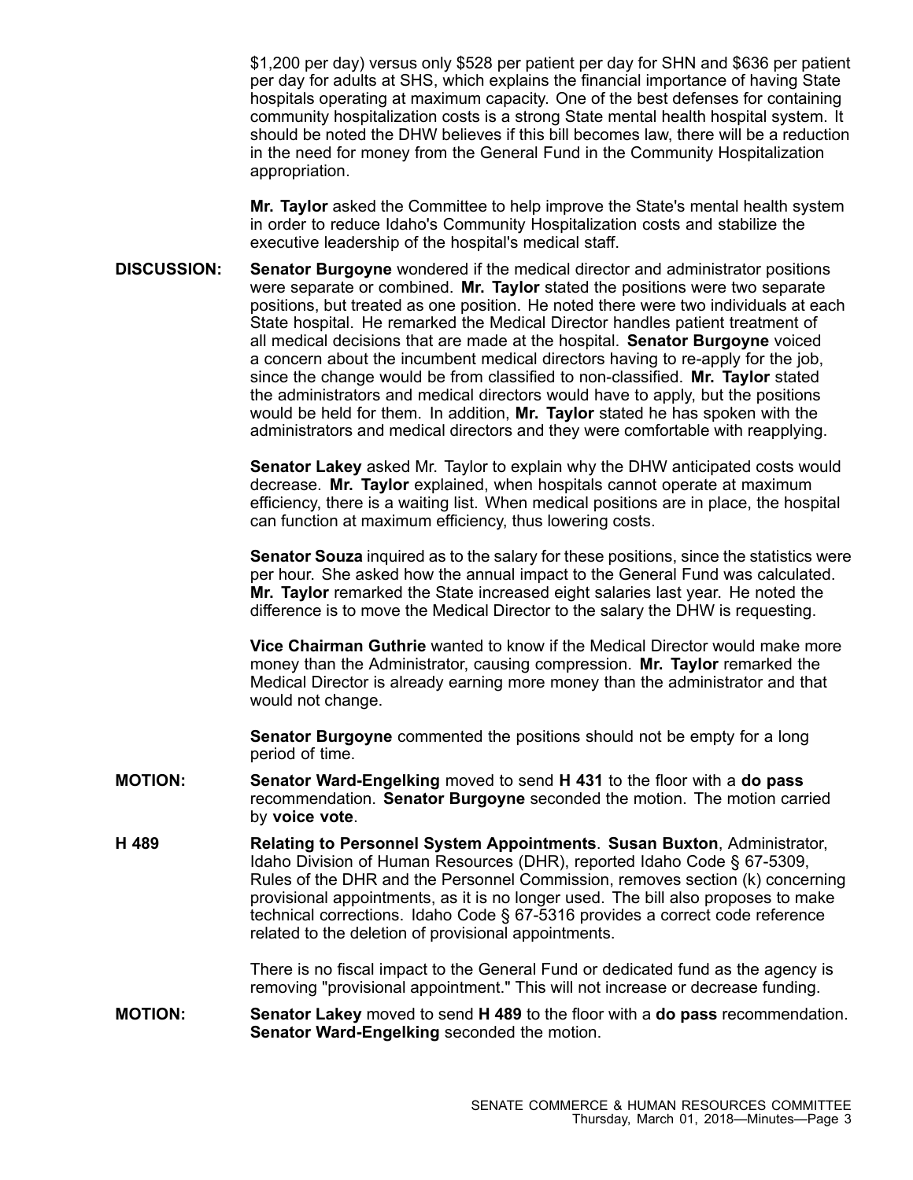$1,200 per day) versus only $528 per patient per day for SHN and $636 per patient per day for adults at SHS, which explains the financial importance of having State hospitals operating at maximum capacity. One of the best defenses for containing community hospitalization costs is a strong State mental health hospital system. It should be noted the DHW believes if this bill becomes law, there will be a reduction in the need for money from the General Fund in the Community Hospitalization appropriation.

**Mr. Taylor** asked the Committee to help improve the State's mental health system in order to reduce Idaho's Community Hospitalization costs and stabilize the executive leadership of the hospital's medical staff.

**DISCUSSION:** **Senator Burgoyne** wondered if the medical director and administrator positions were separate or combined. **Mr. Taylor** stated the positions were two separate positions, but treated as one position. He noted there were two individuals at each State hospital. He remarked the Medical Director handles patient treatment of all medical decisions that are made at the hospital. **Senator Burgoyne** voiced a concern about the incumbent medical directors having to re-apply for the job, since the change would be from classified to non-classified. **Mr. Taylor** stated the administrators and medical directors would have to apply, but the positions would be held for them. In addition, **Mr. Taylor** stated he has spoken with the administrators and medical directors and they were comfortable with reapplying.

**Senator Lakey** asked Mr. Taylor to explain why the DHW anticipated costs would decrease. **Mr. Taylor** explained, when hospitals cannot operate at maximum efficiency, there is a waiting list. When medical positions are in place, the hospital can function at maximum efficiency, thus lowering costs.

**Senator Souza** inquired as to the salary for these positions, since the statistics were per hour. She asked how the annual impact to the General Fund was calculated. **Mr. Taylor** remarked the State increased eight salaries last year. He noted the difference is to move the Medical Director to the salary the DHW is requesting.

**Vice Chairman Guthrie** wanted to know if the Medical Director would make more money than the Administrator, causing compression. **Mr. Taylor** remarked the Medical Director is already earning more money than the administrator and that would not change.

**Senator Burgoyne** commented the positions should not be empty for a long period of time.

**MOTION:** **Senator Ward-Engelking** moved to send **H 431** to the floor with a **do pass** recommendation. **Senator Burgoyne** seconded the motion. The motion carried by **voice vote**.

**H 489** **Relating to Personnel System Appointments**. **Susan Buxton**, Administrator, Idaho Division of Human Resources (DHR), reported Idaho Code § 67-5309, Rules of the DHR and the Personnel Commission, removes section (k) concerning provisional appointments, as it is no longer used. The bill also proposes to make technical corrections. Idaho Code § 67-5316 provides a correct code reference related to the deletion of provisional appointments.

There is no fiscal impact to the General Fund or dedicated fund as the agency is removing "provisional appointment." This will not increase or decrease funding.

**MOTION:** **Senator Lakey** moved to send **H 489** to the floor with a **do pass** recommendation. **Senator Ward-Engelking** seconded the motion.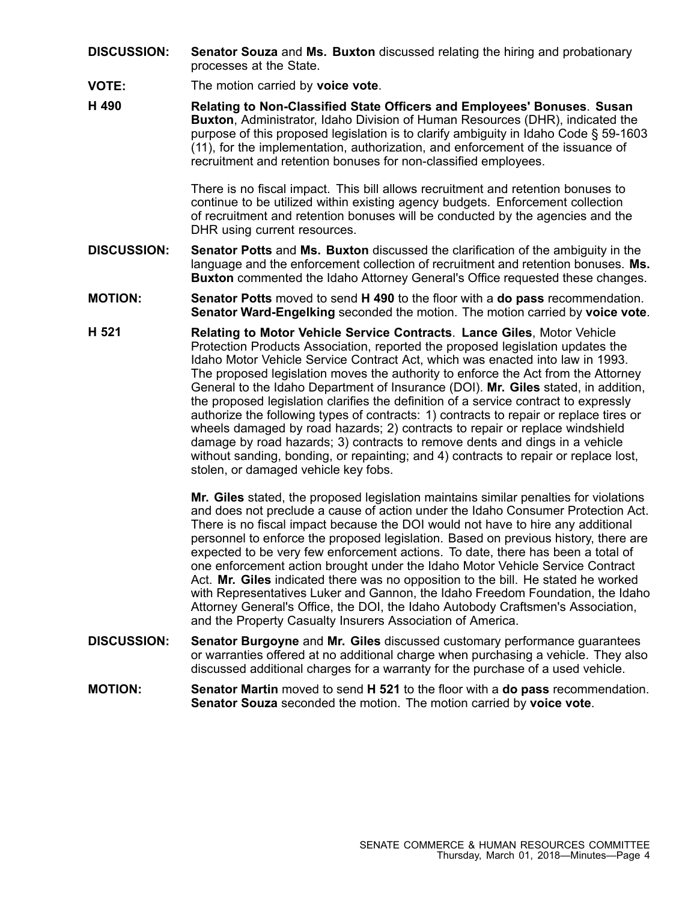**DISCUSSION:** **Senator Souza** and **Ms. Buxton** discussed relating the hiring and probationary processes at the State.

**VOTE:** The motion carried by **voice vote**.

**H 490** **Relating to Non-Classified State Officers and Employees' Bonuses**. **Susan Buxton**, Administrator, Idaho Division of Human Resources (DHR), indicated the purpose of this proposed legislation is to clarify ambiguity in Idaho Code § 59-1603 (11), for the implementation, authorization, and enforcement of the issuance of recruitment and retention bonuses for non-classified employees.

There is no fiscal impact. This bill allows recruitment and retention bonuses to continue to be utilized within existing agency budgets. Enforcement collection of recruitment and retention bonuses will be conducted by the agencies and the DHR using current resources.

**DISCUSSION:** **Senator Potts** and **Ms. Buxton** discussed the clarification of the ambiguity in the language and the enforcement collection of recruitment and retention bonuses. **Ms. Buxton** commented the Idaho Attorney General's Office requested these changes.

**MOTION:** **Senator Potts** moved to send **H 490** to the floor with a **do pass** recommendation. **Senator Ward-Engelking** seconded the motion. The motion carried by **voice vote**.

**H 521** **Relating to Motor Vehicle Service Contracts**. **Lance Giles**, Motor Vehicle Protection Products Association, reported the proposed legislation updates the Idaho Motor Vehicle Service Contract Act, which was enacted into law in 1993. The proposed legislation moves the authority to enforce the Act from the Attorney General to the Idaho Department of Insurance (DOI). **Mr. Giles** stated, in addition, the proposed legislation clarifies the definition of a service contract to expressly authorize the following types of contracts: 1) contracts to repair or replace tires or wheels damaged by road hazards; 2) contracts to repair or replace windshield damage by road hazards; 3) contracts to remove dents and dings in a vehicle without sanding, bonding, or repainting; and 4) contracts to repair or replace lost, stolen, or damaged vehicle key fobs.

**Mr. Giles** stated, the proposed legislation maintains similar penalties for violations and does not preclude a cause of action under the Idaho Consumer Protection Act. There is no fiscal impact because the DOI would not have to hire any additional personnel to enforce the proposed legislation. Based on previous history, there are expected to be very few enforcement actions. To date, there has been a total of one enforcement action brought under the Idaho Motor Vehicle Service Contract Act. **Mr. Giles** indicated there was no opposition to the bill. He stated he worked with Representatives Luker and Gannon, the Idaho Freedom Foundation, the Idaho Attorney General's Office, the DOI, the Idaho Autobody Craftsmen's Association, and the Property Casualty Insurers Association of America.

**DISCUSSION:** **Senator Burgoyne** and **Mr. Giles** discussed customary performance guarantees or warranties offered at no additional charge when purchasing a vehicle. They also discussed additional charges for a warranty for the purchase of a used vehicle.

**MOTION:** **Senator Martin** moved to send **H 521** to the floor with a **do pass** recommendation. **Senator Souza** seconded the motion. The motion carried by **voice vote**.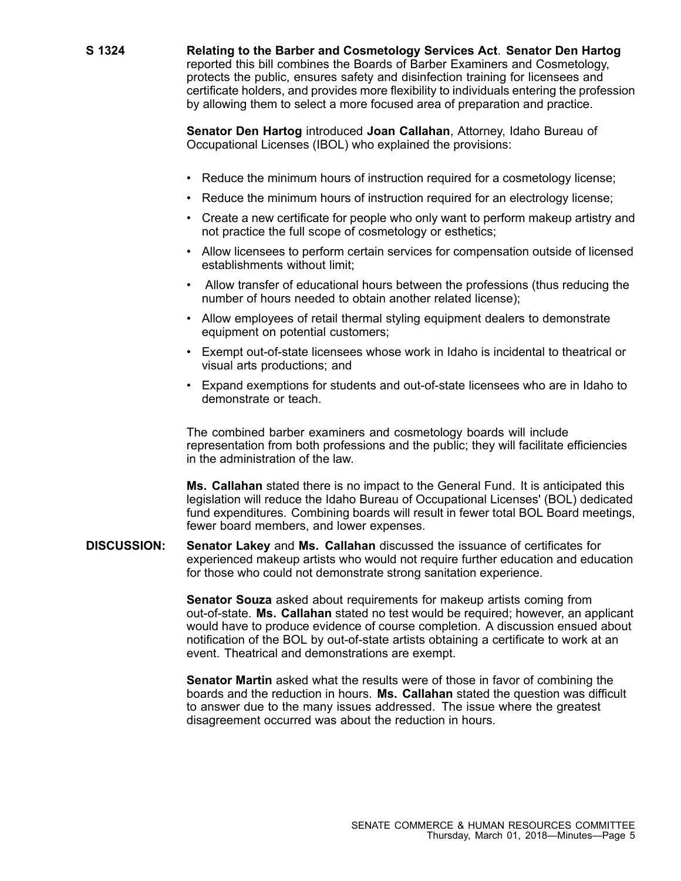**S 1324** **Relating to the Barber and Cosmetology Services Act**. **Senator Den Hartog** reported this bill combines the Boards of Barber Examiners and Cosmetology, protects the public, ensures safety and disinfection training for licensees and certificate holders, and provides more flexibility to individuals entering the profession by allowing them to select a more focused area of preparation and practice.

**Senator Den Hartog** introduced **Joan Callahan**, Attorney, Idaho Bureau of Occupational Licenses (IBOL) who explained the provisions:

- Reduce the minimum hours of instruction required for a cosmetology license;
- Reduce the minimum hours of instruction required for an electrology license;
- Create a new certificate for people who only want to perform makeup artistry and not practice the full scope of cosmetology or esthetics;
- Allow licensees to perform certain services for compensation outside of licensed establishments without limit;
- Allow transfer of educational hours between the professions (thus reducing the number of hours needed to obtain another related license);
- Allow employees of retail thermal styling equipment dealers to demonstrate equipment on potential customers;
- Exempt out-of-state licensees whose work in Idaho is incidental to theatrical or visual arts productions; and
- Expand exemptions for students and out-of-state licensees who are in Idaho to demonstrate or teach.

The combined barber examiners and cosmetology boards will include representation from both professions and the public; they will facilitate efficiencies in the administration of the law.

**Ms. Callahan** stated there is no impact to the General Fund. It is anticipated this legislation will reduce the Idaho Bureau of Occupational Licenses' (BOL) dedicated fund expenditures. Combining boards will result in fewer total BOL Board meetings, fewer board members, and lower expenses.

**DISCUSSION:** **Senator Lakey** and **Ms. Callahan** discussed the issuance of certificates for experienced makeup artists who would not require further education and education for those who could not demonstrate strong sanitation experience.

**Senator Souza** asked about requirements for makeup artists coming from out-of-state. **Ms. Callahan** stated no test would be required; however, an applicant would have to produce evidence of course completion. A discussion ensued about notification of the BOL by out-of-state artists obtaining a certificate to work at an event. Theatrical and demonstrations are exempt.

**Senator Martin** asked what the results were of those in favor of combining the boards and the reduction in hours. **Ms. Callahan** stated the question was difficult to answer due to the many issues addressed. The issue where the greatest disagreement occurred was about the reduction in hours.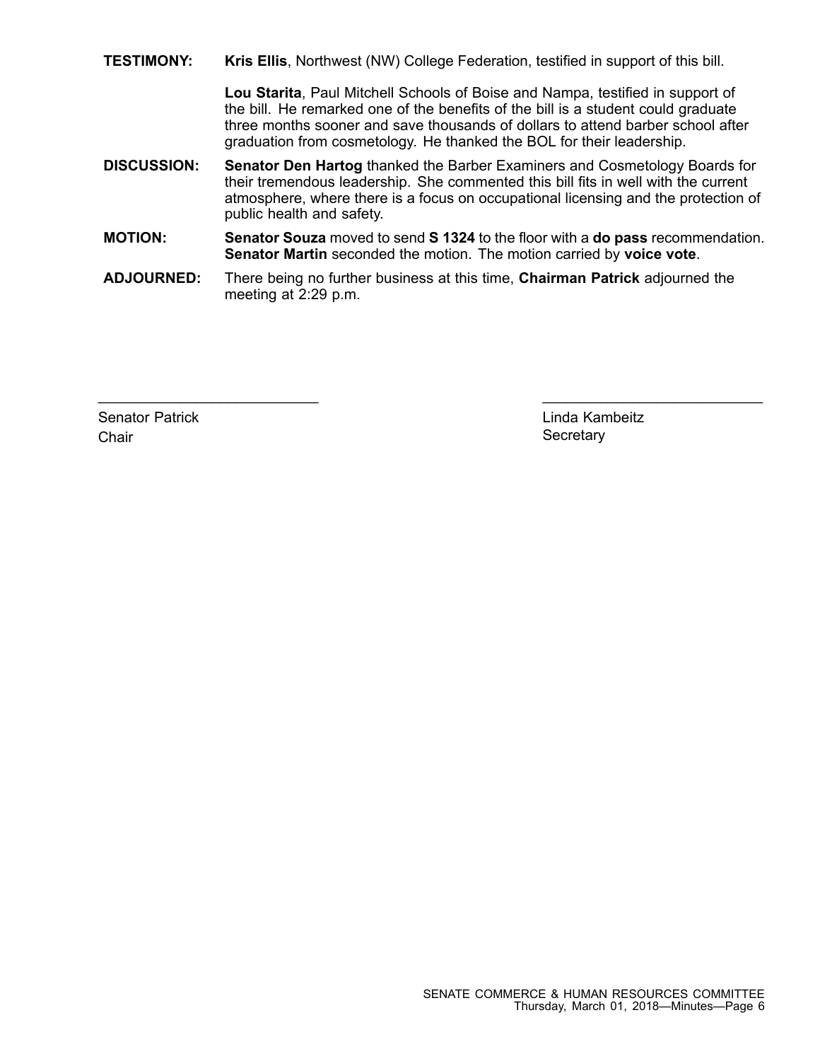**TESTIMONY:** **Kris Ellis**, Northwest (NW) College Federation, testified in support of this bill.

**Lou Starita**, Paul Mitchell Schools of Boise and Nampa, testified in support of the bill. He remarked one of the benefits of the bill is a student could graduate three months sooner and save thousands of dollars to attend barber school after graduation from cosmetology. He thanked the BOL for their leadership.

**DISCUSSION:** **Senator Den Hartog** thanked the Barber Examiners and Cosmetology Boards for their tremendous leadership. She commented this bill fits in well with the current atmosphere, where there is a focus on occupational licensing and the protection of public health and safety.

**MOTION:** **Senator Souza** moved to send **S 1324** to the floor with a **do pass** recommendation. **Senator Martin** seconded the motion. The motion carried by **voice vote**.

**ADJOURNED:** There being no further business at this time, **Chairman Patrick** adjourned the meeting at 2:29 p.m.

___________________________ ___________________________

Senator Patrick
Chair

Linda Kambeitz
Secretary